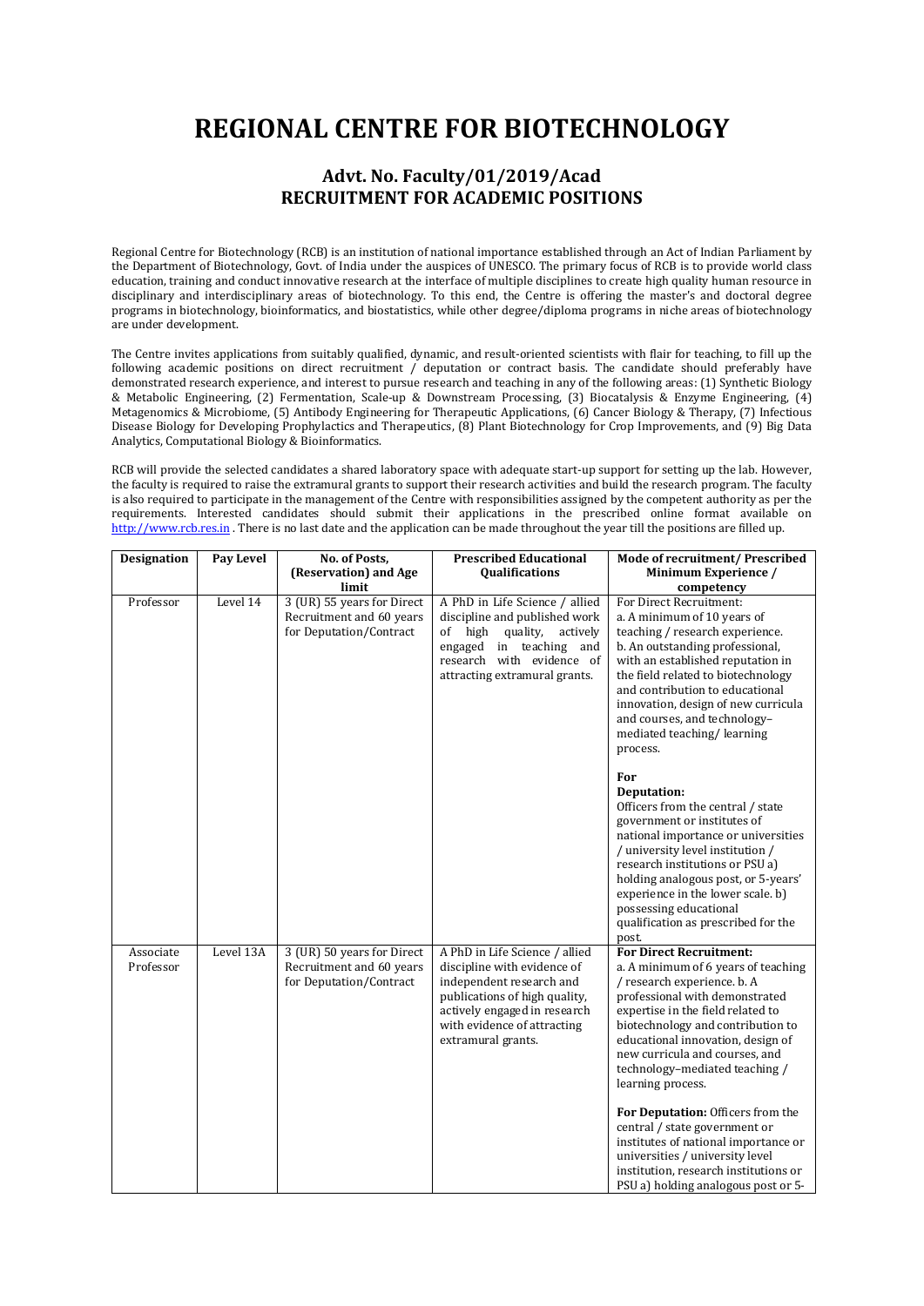# REGIONAL CENTRE FOR BIOTECHNOLOGY

## Advt. No. Faculty/01/2019/Acad
## RECRUITMENT FOR ACADEMIC POSITIONS

Regional Centre for Biotechnology (RCB) is an institution of national importance established through an Act of Indian Parliament by the Department of Biotechnology, Govt. of India under the auspices of UNESCO. The primary focus of RCB is to provide world class education, training and conduct innovative research at the interface of multiple disciplines to create high quality human resource in disciplinary and interdisciplinary areas of biotechnology. To this end, the Centre is offering the master's and doctoral degree programs in biotechnology, bioinformatics, and biostatistics, while other degree/diploma programs in niche areas of biotechnology are under development.

The Centre invites applications from suitably qualified, dynamic, and result-oriented scientists with flair for teaching, to fill up the following academic positions on direct recruitment / deputation or contract basis. The candidate should preferably have demonstrated research experience, and interest to pursue research and teaching in any of the following areas: (1) Synthetic Biology & Metabolic Engineering, (2) Fermentation, Scale-up & Downstream Processing, (3) Biocatalysis & Enzyme Engineering, (4) Metagenomics & Microbiome, (5) Antibody Engineering for Therapeutic Applications, (6) Cancer Biology & Therapy, (7) Infectious Disease Biology for Developing Prophylactics and Therapeutics, (8) Plant Biotechnology for Crop Improvements, and (9) Big Data Analytics, Computational Biology & Bioinformatics.

RCB will provide the selected candidates a shared laboratory space with adequate start-up support for setting up the lab. However, the faculty is required to raise the extramural grants to support their research activities and build the research program. The faculty is also required to participate in the management of the Centre with responsibilities assigned by the competent authority as per the requirements. Interested candidates should submit their applications in the prescribed online format available on http://www.rcb.res.in . There is no last date and the application can be made throughout the year till the positions are filled up.

| Designation | Pay Level | No. of Posts, (Reservation) and Age limit | Prescribed Educational Qualifications | Mode of recruitment/ Prescribed Minimum Experience / competency |
|---|---|---|---|---|
| Professor | Level 14 | 3 (UR) 55 years for Direct Recruitment and 60 years for Deputation/Contract | A PhD in Life Science / allied discipline and published work of high quality, actively engaged in teaching and research with evidence of attracting extramural grants. | For Direct Recruitment:<br>a. A minimum of 10 years of teaching / research experience.<br>b. An outstanding professional, with an established reputation in the field related to biotechnology and contribution to educational innovation, design of new curricula and courses, and technology–mediated teaching/ learning process.<br><br>**For Deputation:**<br>Officers from the central / state government or institutes of national importance or universities / university level institution / research institutions or PSU a) holding analogous post, or 5-years' experience in the lower scale. b) possessing educational qualification as prescribed for the post. |
| Associate Professor | Level 13A | 3 (UR) 50 years for Direct Recruitment and 60 years for Deputation/Contract | A PhD in Life Science / allied discipline with evidence of independent research and publications of high quality, actively engaged in research with evidence of attracting extramural grants. | **For Direct Recruitment:**<br>a. A minimum of 6 years of teaching / research experience. b. A professional with demonstrated expertise in the field related to biotechnology and contribution to educational innovation, design of new curricula and courses, and technology–mediated teaching / learning process.<br><br>**For Deputation:** Officers from the central / state government or institutes of national importance or universities / university level institution, research institutions or PSU a) holding analogous post or 5- |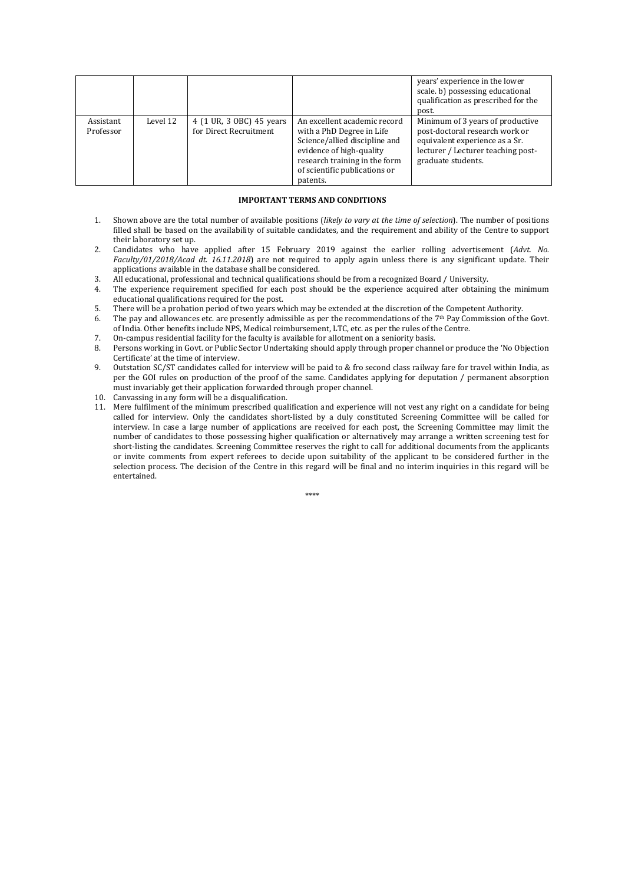| | | | | |
|---|---|---|---|---|
| | | | | years' experience in the lower scale. b) possessing educational qualification as prescribed for the post. |
| Assistant Professor | Level 12 | 4 (1 UR, 3 OBC) 45 years for Direct Recruitment | An excellent academic record with a PhD Degree in Life Science/allied discipline and evidence of high-quality research training in the form of scientific publications or patents. | Minimum of 3 years of productive post-doctoral research work or equivalent experience as a Sr. lecturer / Lecturer teaching post-graduate students. |

**IMPORTANT TERMS AND CONDITIONS**

1. Shown above are the total number of available positions (*likely to vary at the time of selection*). The number of positions filled shall be based on the availability of suitable candidates, and the requirement and ability of the Centre to support their laboratory set up.
2. Candidates who have applied after 15 February 2019 against the earlier rolling advertisement (*Advt. No. Faculty/01/2018/Acad dt. 16.11.2018*) are not required to apply again unless there is any significant update. Their applications available in the database shall be considered.
3. All educational, professional and technical qualifications should be from a recognized Board / University.
4. The experience requirement specified for each post should be the experience acquired after obtaining the minimum educational qualifications required for the post.
5. There will be a probation period of two years which may be extended at the discretion of the Competent Authority.
6. The pay and allowances etc. are presently admissible as per the recommendations of the 7th Pay Commission of the Govt. of India. Other benefits include NPS, Medical reimbursement, LTC, etc. as per the rules of the Centre.
7. On-campus residential facility for the faculty is available for allotment on a seniority basis.
8. Persons working in Govt. or Public Sector Undertaking should apply through proper channel or produce the 'No Objection Certificate' at the time of interview.
9. Outstation SC/ST candidates called for interview will be paid to & fro second class railway fare for travel within India, as per the GOI rules on production of the proof of the same. Candidates applying for deputation / permanent absorption must invariably get their application forwarded through proper channel.
10. Canvassing in any form will be a disqualification.
11. Mere fulfilment of the minimum prescribed qualification and experience will not vest any right on a candidate for being called for interview. Only the candidates short-listed by a duly constituted Screening Committee will be called for interview. In case a large number of applications are received for each post, the Screening Committee may limit the number of candidates to those possessing higher qualification or alternatively may arrange a written screening test for short-listing the candidates. Screening Committee reserves the right to call for additional documents from the applicants or invite comments from expert referees to decide upon suitability of the applicant to be considered further in the selection process. The decision of the Centre in this regard will be final and no interim inquiries in this regard will be entertained.

****